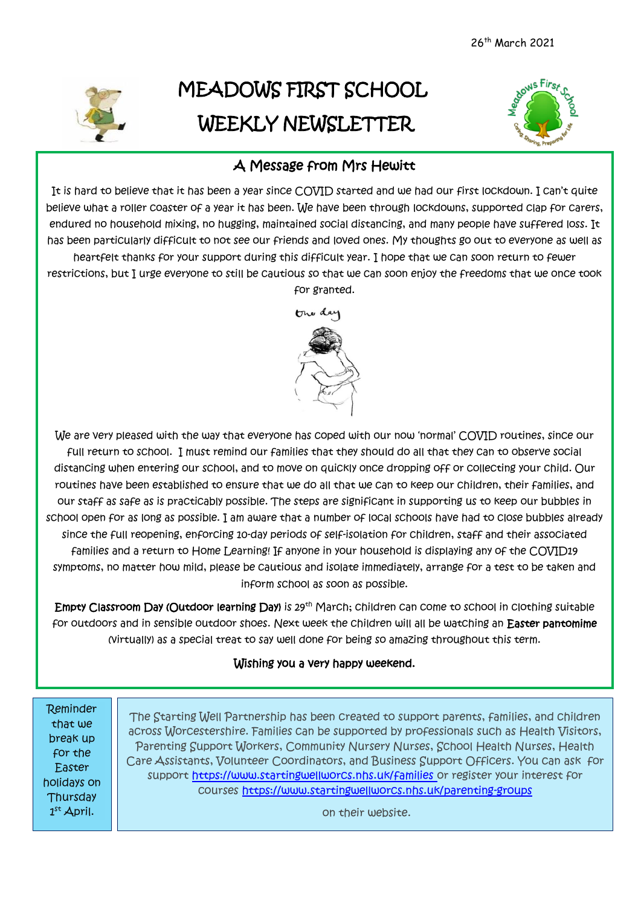26th March 2021

# MEADOWS FIRST SCHOOL
# WEEKLY NEWSLETTER

## A Message from Mrs Hewitt

It is hard to believe that it has been a year since COVID started and we had our first lockdown. I can't quite believe what a roller coaster of a year it has been. We have been through lockdowns, supported clap for carers, endured no household mixing, no hugging, maintained social distancing, and many people have suffered loss. It has been particularly difficult to not see our friends and loved ones. My thoughts go out to everyone as well as heartfelt thanks for your support during this difficult year. I hope that we can soon return to fewer restrictions, but I urge everyone to still be cautious so that we can soon enjoy the freedoms that we once took for granted.

One day

We are very pleased with the way that everyone has coped with our now 'normal' COVID routines, since our full return to school. I must remind our families that they should do all that they can to observe social distancing when entering our school, and to move on quickly once dropping off or collecting your child. Our routines have been established to ensure that we do all that we can to keep our children, their families, and our staff as safe as is practicably possible. The steps are significant in supporting us to keep our bubbles in school open for as long as possible. I am aware that a number of local schools have had to close bubbles already since the full reopening, enforcing 10-day periods of self-isolation for children, staff and their associated families and a return to Home Learning! If anyone in your household is displaying any of the COVID19 symptoms, no matter how mild, please be cautious and isolate immediately, arrange for a test to be taken and inform school as soon as possible.

**Empty Classroom Day (Outdoor learning Day)** is 29th March; children can come to school in clothing suitable for outdoors and in sensible outdoor shoes. Next week the children will all be watching an **Easter pantomime** (virtually) as a special treat to say well done for being so amazing throughout this term.

**Wishing you a very happy weekend.**

Reminder that we break up for the Easter holidays on Thursday 1st April.

The Starting Well Partnership has been created to support parents, families, and children across Worcestershire. Families can be supported by professionals such as Health Visitors, Parenting Support Workers, Community Nursery Nurses, School Health Nurses, Health Care Assistants, Volunteer Coordinators, and Business Support Officers. You can ask for support https://www.startingwellworcs.nhs.uk/families or register your interest for courses https://www.startingwellworcs.nhs.uk/parenting-groups

on their website.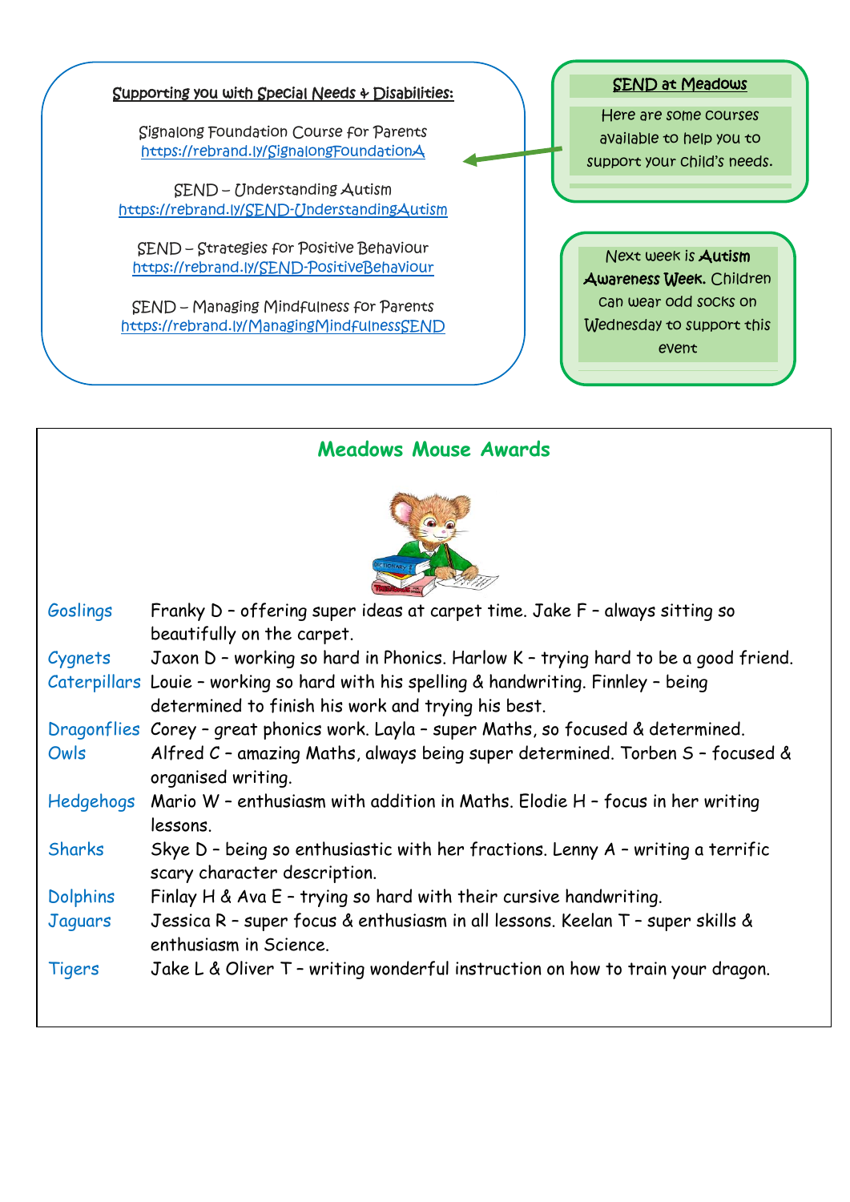## Supporting you with Special Needs & Disabilities:

Signalong Foundation Course for Parents
https://rebrand.ly/SignalongFoundationA

SEND – Understanding Autism
https://rebrand.ly/SEND-UnderstandingAutism

SEND – Strategies for Positive Behaviour
https://rebrand.ly/SEND-PositiveBehaviour

SEND – Managing Mindfulness for Parents
https://rebrand.ly/ManagingMindfulnessSEND

### SEND at Meadows

Here are some courses available to help you to support your child's needs.

Next week is **Autism Awareness Week.** Children can wear odd socks on Wednesday to support this event

## Meadows Mouse Awards

| | |
|---|---|
| Goslings | Franky D – offering super ideas at carpet time. Jake F – always sitting so beautifully on the carpet. |
| Cygnets | Jaxon D – working so hard in Phonics. Harlow K – trying hard to be a good friend. |
| Caterpillars | Louie – working so hard with his spelling & handwriting. Finnley – being determined to finish his work and trying his best. |
| Dragonflies | Corey – great phonics work. Layla – super Maths, so focused & determined. |
| Owls | Alfred C – amazing Maths, always being super determined. Torben S – focused & organised writing. |
| Hedgehogs | Mario W – enthusiasm with addition in Maths. Elodie H – focus in her writing lessons. |
| Sharks | Skye D – being so enthusiastic with her fractions. Lenny A – writing a terrific scary character description. |
| Dolphins | Finlay H & Ava E – trying so hard with their cursive handwriting. |
| Jaguars | Jessica R – super focus & enthusiasm in all lessons. Keelan T – super skills & enthusiasm in Science. |
| Tigers | Jake L & Oliver T – writing wonderful instruction on how to train your dragon. |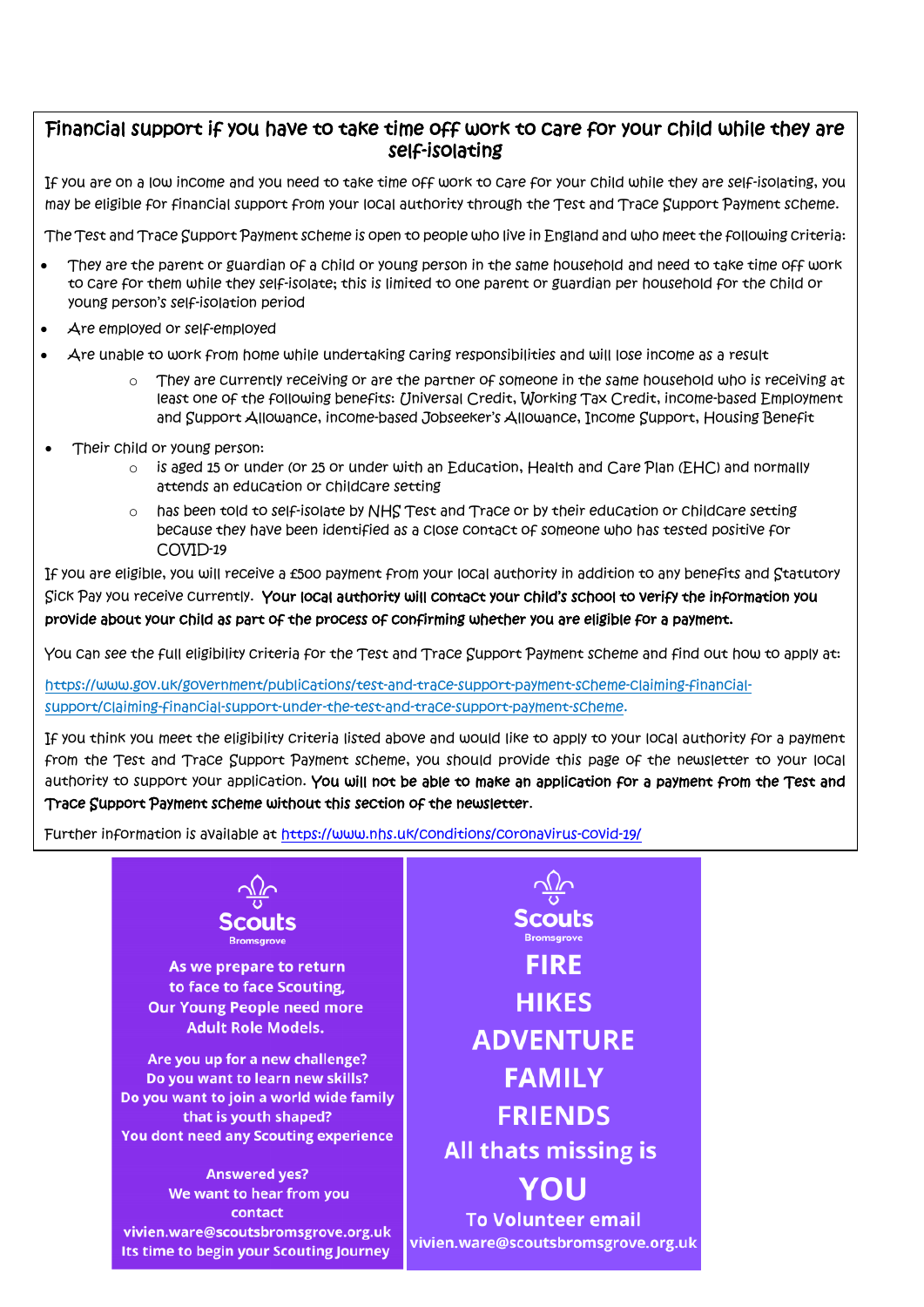## Financial support if you have to take time off work to care for your child while they are self-isolating

If you are on a low income and you need to take time off work to care for your child while they are self-isolating, you may be eligible for financial support from your local authority through the Test and Trace Support Payment scheme.

The Test and Trace Support Payment scheme is open to people who live in England and who meet the following criteria:

- They are the parent or guardian of a child or young person in the same household and need to take time off work to care for them while they self-isolate; this is limited to one parent or guardian per household for the child or young person's self-isolation period
- Are employed or self-employed
- Are unable to work from home while undertaking caring responsibilities and will lose income as a result
    - They are currently receiving or are the partner of someone in the same household who is receiving at least one of the following benefits: Universal Credit, Working Tax Credit, income-based Employment and Support Allowance, income-based Jobseeker's Allowance, Income Support, Housing Benefit
- Their child or young person:
    - is aged 15 or under (or 25 or under with an Education, Health and Care Plan (EHC) and normally attends an education or childcare setting
    - has been told to self-isolate by NHS Test and Trace or by their education or childcare setting because they have been identified as a close contact of someone who has tested positive for COVID-19

If you are eligible, you will receive a £500 payment from your local authority in addition to any benefits and Statutory Sick Pay you receive currently. **Your local authority will contact your child's school to verify the information you provide about your child as part of the process of confirming whether you are eligible for a payment.**

You can see the full eligibility criteria for the Test and Trace Support Payment scheme and find out how to apply at:

https://www.gov.uk/government/publications/test-and-trace-support-payment-scheme-claiming-financial-support/claiming-financial-support-under-the-test-and-trace-support-payment-scheme.

If you think you meet the eligibility criteria listed above and would like to apply to your local authority for a payment from the Test and Trace Support Payment scheme, you should provide this page of the newsletter to your local authority to support your application. **You will not be able to make an application for a payment from the Test and Trace Support Payment scheme without this section of the newsletter.**

Further information is available at https://www.nhs.uk/conditions/coronavirus-covid-19/

**Scouts**
Bromsgrove

**As we prepare to return to face to face Scouting, Our Young People need more Adult Role Models.**

**Are you up for a new challenge?**
**Do you want to learn new skills?**
**Do you want to join a world wide family that is youth shaped?**
**You dont need any Scouting experience**

**Answered yes?**
**We want to hear from you**
**contact**
**vivien.ware@scoutsbromsgrove.org.uk**
**Its time to begin your Scouting Journey**

**Scouts**
Bromsgrove

**FIRE**
**HIKES**
**ADVENTURE**
**FAMILY**
**FRIENDS**
**All thats missing is**
**YOU**
**To Volunteer email**
**vivien.ware@scoutsbromsgrove.org.uk**